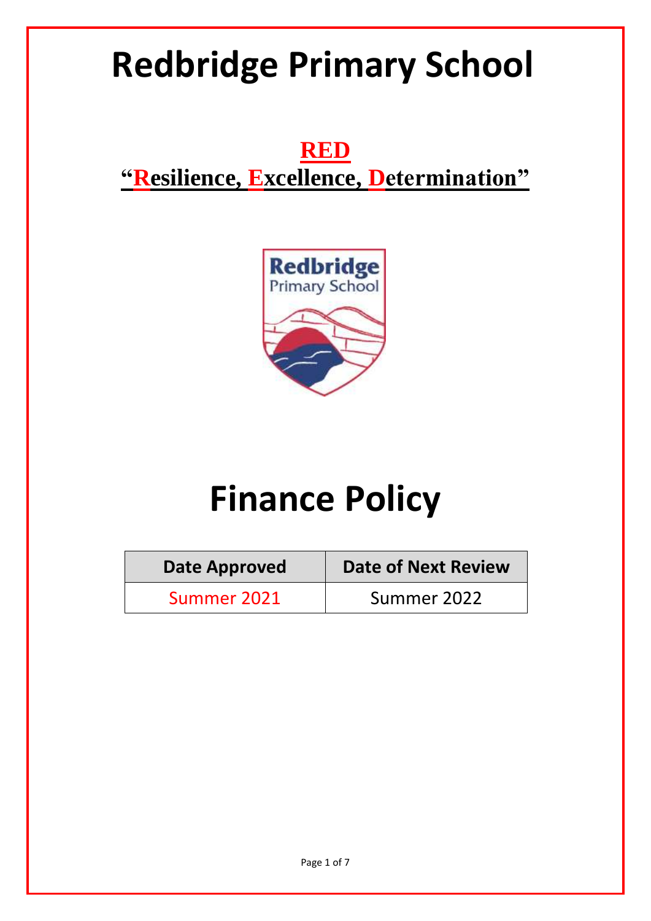# Redbridge Primary School

## RED

## **"Resilience, Excellence, Determination"**

# Finance Policy

| Date Approved | Date of Next Review |
| --- | --- |
| Summer 2021 | Summer 2022 |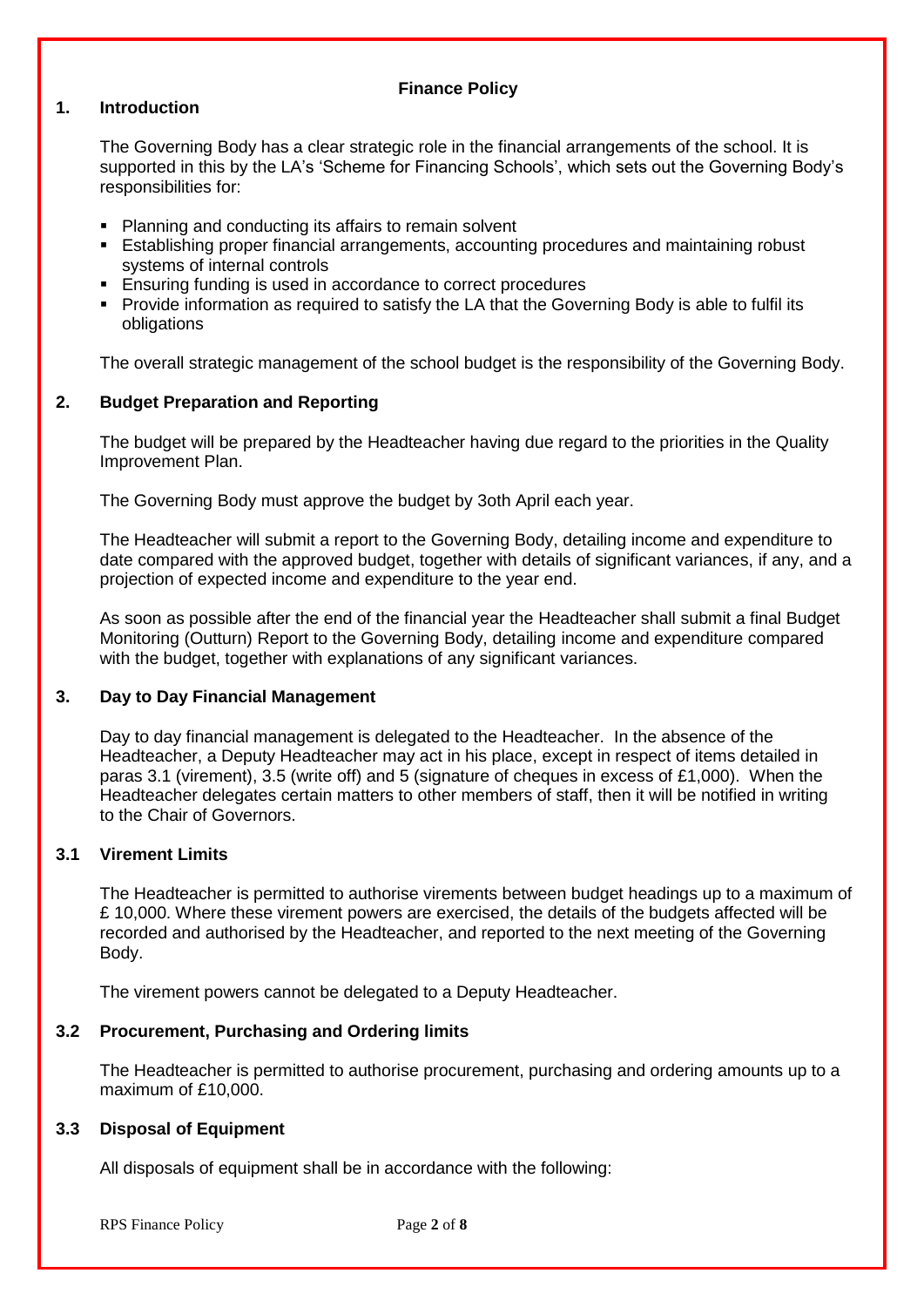# Finance Policy

## 1. Introduction

The Governing Body has a clear strategic role in the financial arrangements of the school. It is supported in this by the LA's 'Scheme for Financing Schools', which sets out the Governing Body's responsibilities for:

- Planning and conducting its affairs to remain solvent
- Establishing proper financial arrangements, accounting procedures and maintaining robust systems of internal controls
- Ensuring funding is used in accordance to correct procedures
- Provide information as required to satisfy the LA that the Governing Body is able to fulfil its obligations

The overall strategic management of the school budget is the responsibility of the Governing Body.

## 2. Budget Preparation and Reporting

The budget will be prepared by the Headteacher having due regard to the priorities in the Quality Improvement Plan.

The Governing Body must approve the budget by 3oth April each year.

The Headteacher will submit a report to the Governing Body, detailing income and expenditure to date compared with the approved budget, together with details of significant variances, if any, and a projection of expected income and expenditure to the year end.

As soon as possible after the end of the financial year the Headteacher shall submit a final Budget Monitoring (Outturn) Report to the Governing Body, detailing income and expenditure compared with the budget, together with explanations of any significant variances.

## 3. Day to Day Financial Management

Day to day financial management is delegated to the Headteacher. In the absence of the Headteacher, a Deputy Headteacher may act in his place, except in respect of items detailed in paras 3.1 (virement), 3.5 (write off) and 5 (signature of cheques in excess of £1,000). When the Headteacher delegates certain matters to other members of staff, then it will be notified in writing to the Chair of Governors.

### 3.1 Virement Limits

The Headteacher is permitted to authorise virements between budget headings up to a maximum of £ 10,000. Where these virement powers are exercised, the details of the budgets affected will be recorded and authorised by the Headteacher, and reported to the next meeting of the Governing Body.

The virement powers cannot be delegated to a Deputy Headteacher.

### 3.2 Procurement, Purchasing and Ordering limits

The Headteacher is permitted to authorise procurement, purchasing and ordering amounts up to a maximum of £10,000.

### 3.3 Disposal of Equipment

All disposals of equipment shall be in accordance with the following: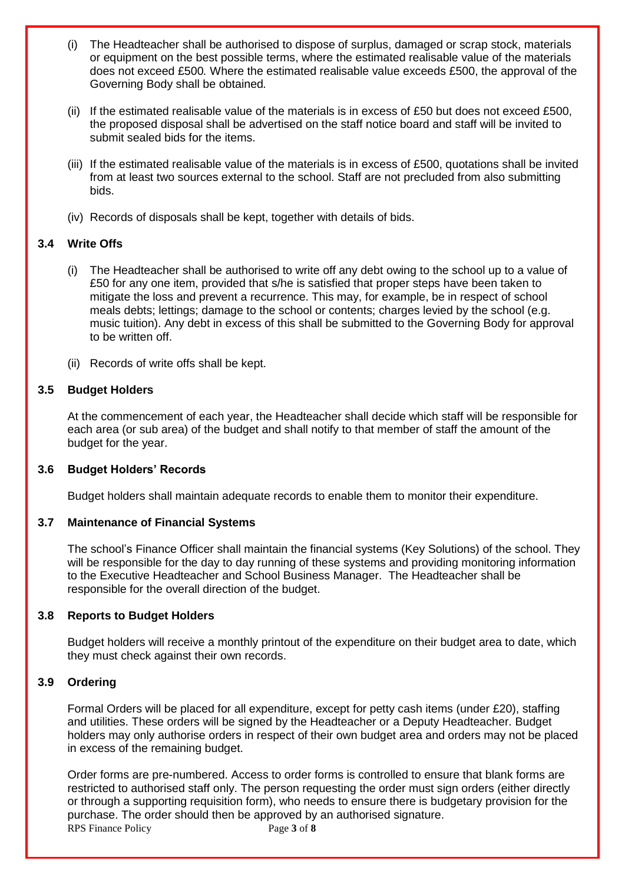(i) The Headteacher shall be authorised to dispose of surplus, damaged or scrap stock, materials or equipment on the best possible terms, where the estimated realisable value of the materials does not exceed £500. Where the estimated realisable value exceeds £500, the approval of the Governing Body shall be obtained.

(ii) If the estimated realisable value of the materials is in excess of £50 but does not exceed £500, the proposed disposal shall be advertised on the staff notice board and staff will be invited to submit sealed bids for the items.

(iii) If the estimated realisable value of the materials is in excess of £500, quotations shall be invited from at least two sources external to the school. Staff are not precluded from also submitting bids.

(iv) Records of disposals shall be kept, together with details of bids.

### 3.4 Write Offs

(i) The Headteacher shall be authorised to write off any debt owing to the school up to a value of £50 for any one item, provided that s/he is satisfied that proper steps have been taken to mitigate the loss and prevent a recurrence. This may, for example, be in respect of school meals debts; lettings; damage to the school or contents; charges levied by the school (e.g. music tuition). Any debt in excess of this shall be submitted to the Governing Body for approval to be written off.

(ii) Records of write offs shall be kept.

### 3.5 Budget Holders

At the commencement of each year, the Headteacher shall decide which staff will be responsible for each area (or sub area) of the budget and shall notify to that member of staff the amount of the budget for the year.

### 3.6 Budget Holders' Records

Budget holders shall maintain adequate records to enable them to monitor their expenditure.

### 3.7 Maintenance of Financial Systems

The school's Finance Officer shall maintain the financial systems (Key Solutions) of the school. They will be responsible for the day to day running of these systems and providing monitoring information to the Executive Headteacher and School Business Manager. The Headteacher shall be responsible for the overall direction of the budget.

### 3.8 Reports to Budget Holders

Budget holders will receive a monthly printout of the expenditure on their budget area to date, which they must check against their own records.

### 3.9 Ordering

Formal Orders will be placed for all expenditure, except for petty cash items (under £20), staffing and utilities. These orders will be signed by the Headteacher or a Deputy Headteacher. Budget holders may only authorise orders in respect of their own budget area and orders may not be placed in excess of the remaining budget.

Order forms are pre-numbered. Access to order forms is controlled to ensure that blank forms are restricted to authorised staff only. The person requesting the order must sign orders (either directly or through a supporting requisition form), who needs to ensure there is budgetary provision for the purchase. The order should then be approved by an authorised signature.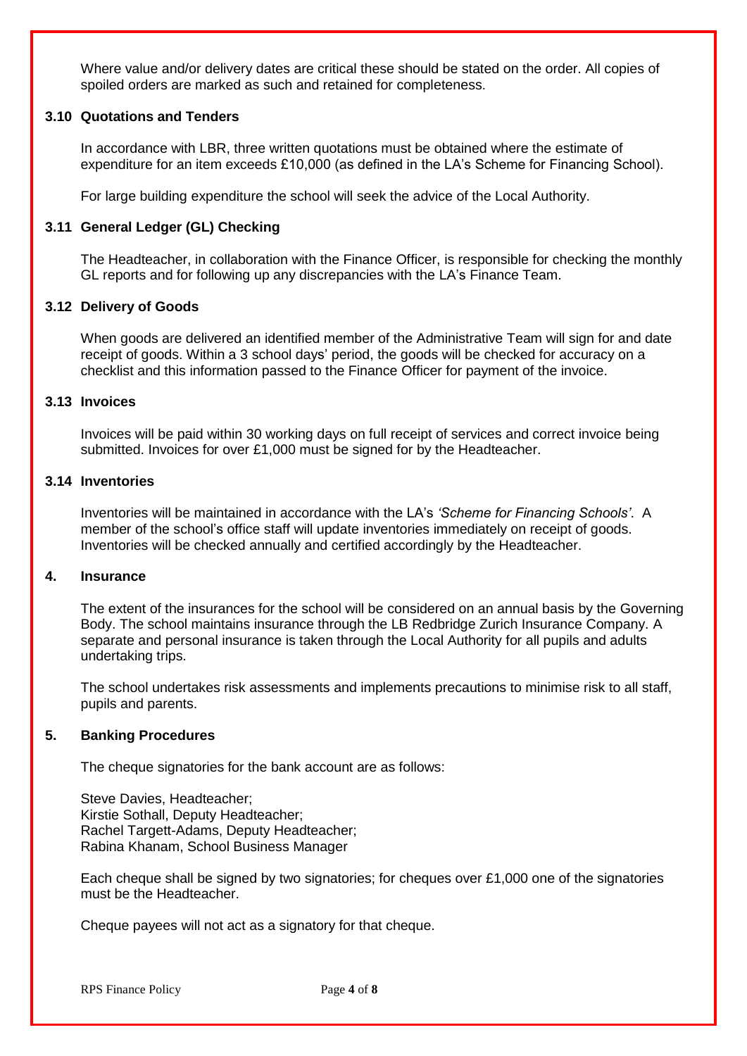Where value and/or delivery dates are critical these should be stated on the order. All copies of spoiled orders are marked as such and retained for completeness.

### 3.10 Quotations and Tenders

In accordance with LBR, three written quotations must be obtained where the estimate of expenditure for an item exceeds £10,000 (as defined in the LA's Scheme for Financing School).

For large building expenditure the school will seek the advice of the Local Authority.

### 3.11 General Ledger (GL) Checking

The Headteacher, in collaboration with the Finance Officer, is responsible for checking the monthly GL reports and for following up any discrepancies with the LA's Finance Team.

### 3.12 Delivery of Goods

When goods are delivered an identified member of the Administrative Team will sign for and date receipt of goods. Within a 3 school days' period, the goods will be checked for accuracy on a checklist and this information passed to the Finance Officer for payment of the invoice.

### 3.13 Invoices

Invoices will be paid within 30 working days on full receipt of services and correct invoice being submitted. Invoices for over £1,000 must be signed for by the Headteacher.

### 3.14 Inventories

Inventories will be maintained in accordance with the LA's *'Scheme for Financing Schools'*. A member of the school's office staff will update inventories immediately on receipt of goods. Inventories will be checked annually and certified accordingly by the Headteacher.

## 4. Insurance

The extent of the insurances for the school will be considered on an annual basis by the Governing Body. The school maintains insurance through the LB Redbridge Zurich Insurance Company. A separate and personal insurance is taken through the Local Authority for all pupils and adults undertaking trips.

The school undertakes risk assessments and implements precautions to minimise risk to all staff, pupils and parents.

## 5. Banking Procedures

The cheque signatories for the bank account are as follows:

Steve Davies, Headteacher;
Kirstie Sothall, Deputy Headteacher;
Rachel Targett-Adams, Deputy Headteacher;
Rabina Khanam, School Business Manager

Each cheque shall be signed by two signatories; for cheques over £1,000 one of the signatories must be the Headteacher.

Cheque payees will not act as a signatory for that cheque.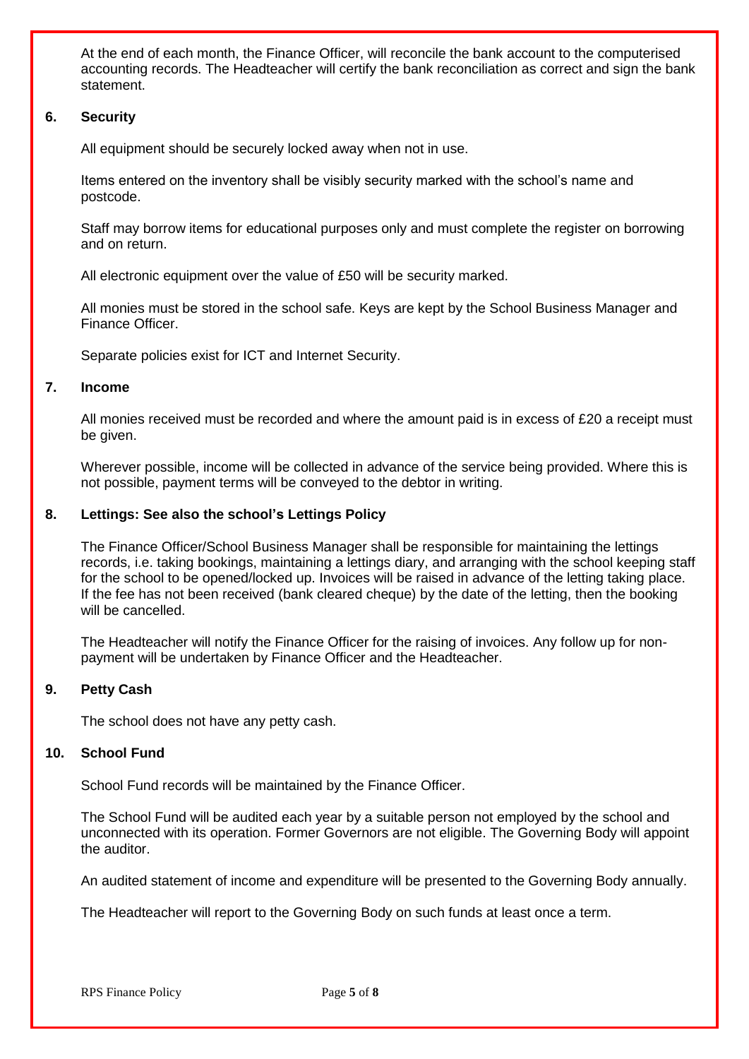At the end of each month, the Finance Officer, will reconcile the bank account to the computerised accounting records. The Headteacher will certify the bank reconciliation as correct and sign the bank statement.

## 6. Security

All equipment should be securely locked away when not in use.

Items entered on the inventory shall be visibly security marked with the school's name and postcode.

Staff may borrow items for educational purposes only and must complete the register on borrowing and on return.

All electronic equipment over the value of £50 will be security marked.

All monies must be stored in the school safe. Keys are kept by the School Business Manager and Finance Officer.

Separate policies exist for ICT and Internet Security.

## 7. Income

All monies received must be recorded and where the amount paid is in excess of £20 a receipt must be given.

Wherever possible, income will be collected in advance of the service being provided. Where this is not possible, payment terms will be conveyed to the debtor in writing.

## 8. Lettings: See also the school's Lettings Policy

The Finance Officer/School Business Manager shall be responsible for maintaining the lettings records, i.e. taking bookings, maintaining a lettings diary, and arranging with the school keeping staff for the school to be opened/locked up. Invoices will be raised in advance of the letting taking place. If the fee has not been received (bank cleared cheque) by the date of the letting, then the booking will be cancelled.

The Headteacher will notify the Finance Officer for the raising of invoices. Any follow up for non-payment will be undertaken by Finance Officer and the Headteacher.

## 9. Petty Cash

The school does not have any petty cash.

## 10. School Fund

School Fund records will be maintained by the Finance Officer.

The School Fund will be audited each year by a suitable person not employed by the school and unconnected with its operation. Former Governors are not eligible. The Governing Body will appoint the auditor.

An audited statement of income and expenditure will be presented to the Governing Body annually.

The Headteacher will report to the Governing Body on such funds at least once a term.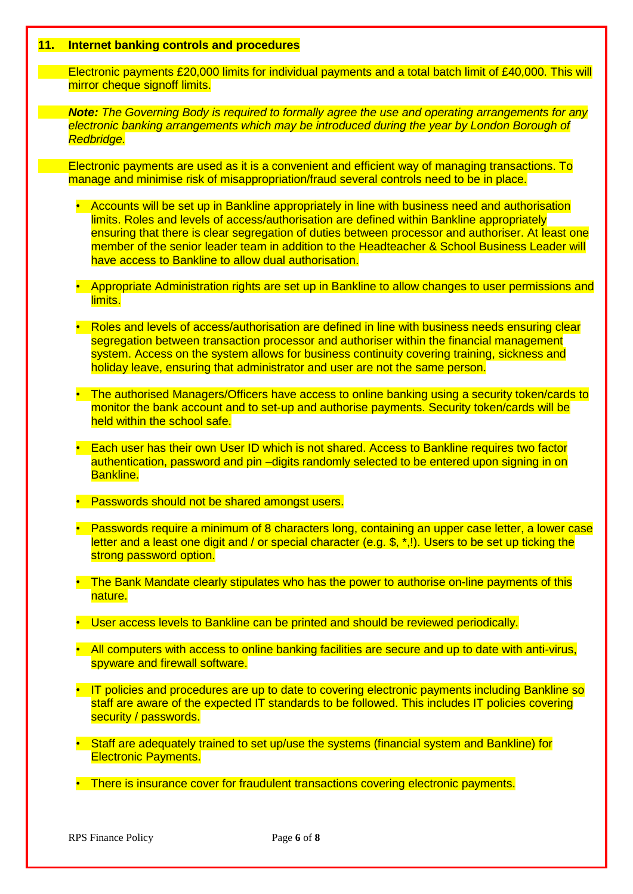## 11. Internet banking controls and procedures

Electronic payments £20,000 limits for individual payments and a total batch limit of £40,000. This will mirror cheque signoff limits.

***Note:*** *The Governing Body is required to formally agree the use and operating arrangements for any electronic banking arrangements which may be introduced during the year by London Borough of Redbridge.*

Electronic payments are used as it is a convenient and efficient way of managing transactions. To manage and minimise risk of misappropriation/fraud several controls need to be in place.

- Accounts will be set up in Bankline appropriately in line with business need and authorisation limits. Roles and levels of access/authorisation are defined within Bankline appropriately ensuring that there is clear segregation of duties between processor and authoriser. At least one member of the senior leader team in addition to the Headteacher & School Business Leader will have access to Bankline to allow dual authorisation.

- Appropriate Administration rights are set up in Bankline to allow changes to user permissions and limits.

- Roles and levels of access/authorisation are defined in line with business needs ensuring clear segregation between transaction processor and authoriser within the financial management system. Access on the system allows for business continuity covering training, sickness and holiday leave, ensuring that administrator and user are not the same person.

- The authorised Managers/Officers have access to online banking using a security token/cards to monitor the bank account and to set-up and authorise payments. Security token/cards will be held within the school safe.

- Each user has their own User ID which is not shared. Access to Bankline requires two factor authentication, password and pin –digits randomly selected to be entered upon signing in on Bankline.

- Passwords should not be shared amongst users.

- Passwords require a minimum of 8 characters long, containing an upper case letter, a lower case letter and a least one digit and / or special character (e.g. $, *,!). Users to be set up ticking the strong password option.

- The Bank Mandate clearly stipulates who has the power to authorise on-line payments of this nature.

- User access levels to Bankline can be printed and should be reviewed periodically.

- All computers with access to online banking facilities are secure and up to date with anti-virus, spyware and firewall software.

- IT policies and procedures are up to date to covering electronic payments including Bankline so staff are aware of the expected IT standards to be followed. This includes IT policies covering security / passwords.

- Staff are adequately trained to set up/use the systems (financial system and Bankline) for Electronic Payments.

- There is insurance cover for fraudulent transactions covering electronic payments.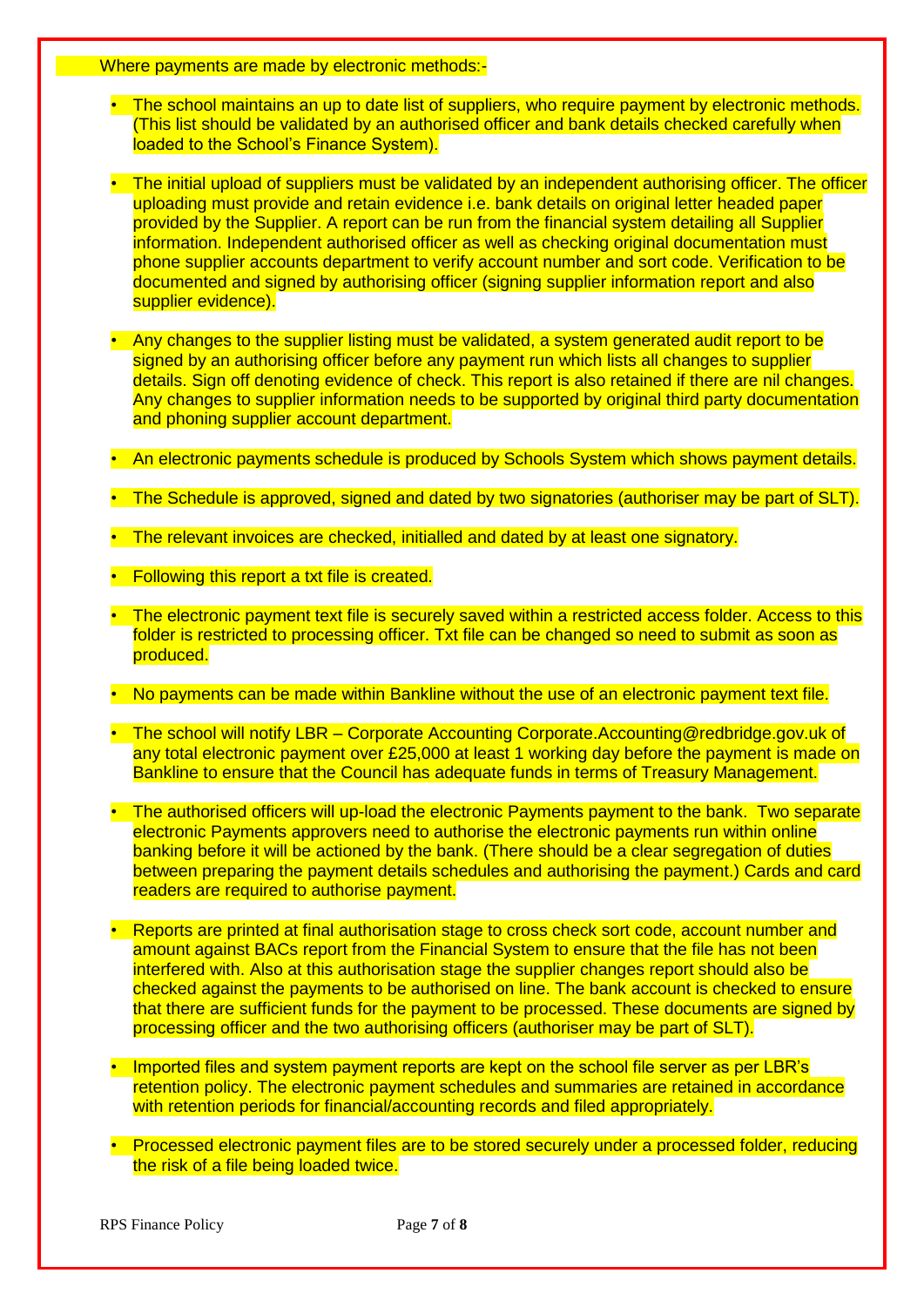Where payments are made by electronic methods:-

- The school maintains an up to date list of suppliers, who require payment by electronic methods. (This list should be validated by an authorised officer and bank details checked carefully when loaded to the School's Finance System).

- The initial upload of suppliers must be validated by an independent authorising officer. The officer uploading must provide and retain evidence i.e. bank details on original letter headed paper provided by the Supplier. A report can be run from the financial system detailing all Supplier information. Independent authorised officer as well as checking original documentation must phone supplier accounts department to verify account number and sort code. Verification to be documented and signed by authorising officer (signing supplier information report and also supplier evidence).

- Any changes to the supplier listing must be validated, a system generated audit report to be signed by an authorising officer before any payment run which lists all changes to supplier details. Sign off denoting evidence of check. This report is also retained if there are nil changes. Any changes to supplier information needs to be supported by original third party documentation and phoning supplier account department.

- An electronic payments schedule is produced by Schools System which shows payment details.

- The Schedule is approved, signed and dated by two signatories (authoriser may be part of SLT).

- The relevant invoices are checked, initialled and dated by at least one signatory.

- Following this report a txt file is created.

- The electronic payment text file is securely saved within a restricted access folder. Access to this folder is restricted to processing officer. Txt file can be changed so need to submit as soon as produced.

- No payments can be made within Bankline without the use of an electronic payment text file.

- The school will notify LBR – Corporate Accounting Corporate.Accounting@redbridge.gov.uk of any total electronic payment over £25,000 at least 1 working day before the payment is made on Bankline to ensure that the Council has adequate funds in terms of Treasury Management.

- The authorised officers will up-load the electronic Payments payment to the bank. Two separate electronic Payments approvers need to authorise the electronic payments run within online banking before it will be actioned by the bank. (There should be a clear segregation of duties between preparing the payment details schedules and authorising the payment.) Cards and card readers are required to authorise payment.

- Reports are printed at final authorisation stage to cross check sort code, account number and amount against BACs report from the Financial System to ensure that the file has not been interfered with. Also at this authorisation stage the supplier changes report should also be checked against the payments to be authorised on line. The bank account is checked to ensure that there are sufficient funds for the payment to be processed. These documents are signed by processing officer and the two authorising officers (authoriser may be part of SLT).

- Imported files and system payment reports are kept on the school file server as per LBR's retention policy. The electronic payment schedules and summaries are retained in accordance with retention periods for financial/accounting records and filed appropriately.

- Processed electronic payment files are to be stored securely under a processed folder, reducing the risk of a file being loaded twice.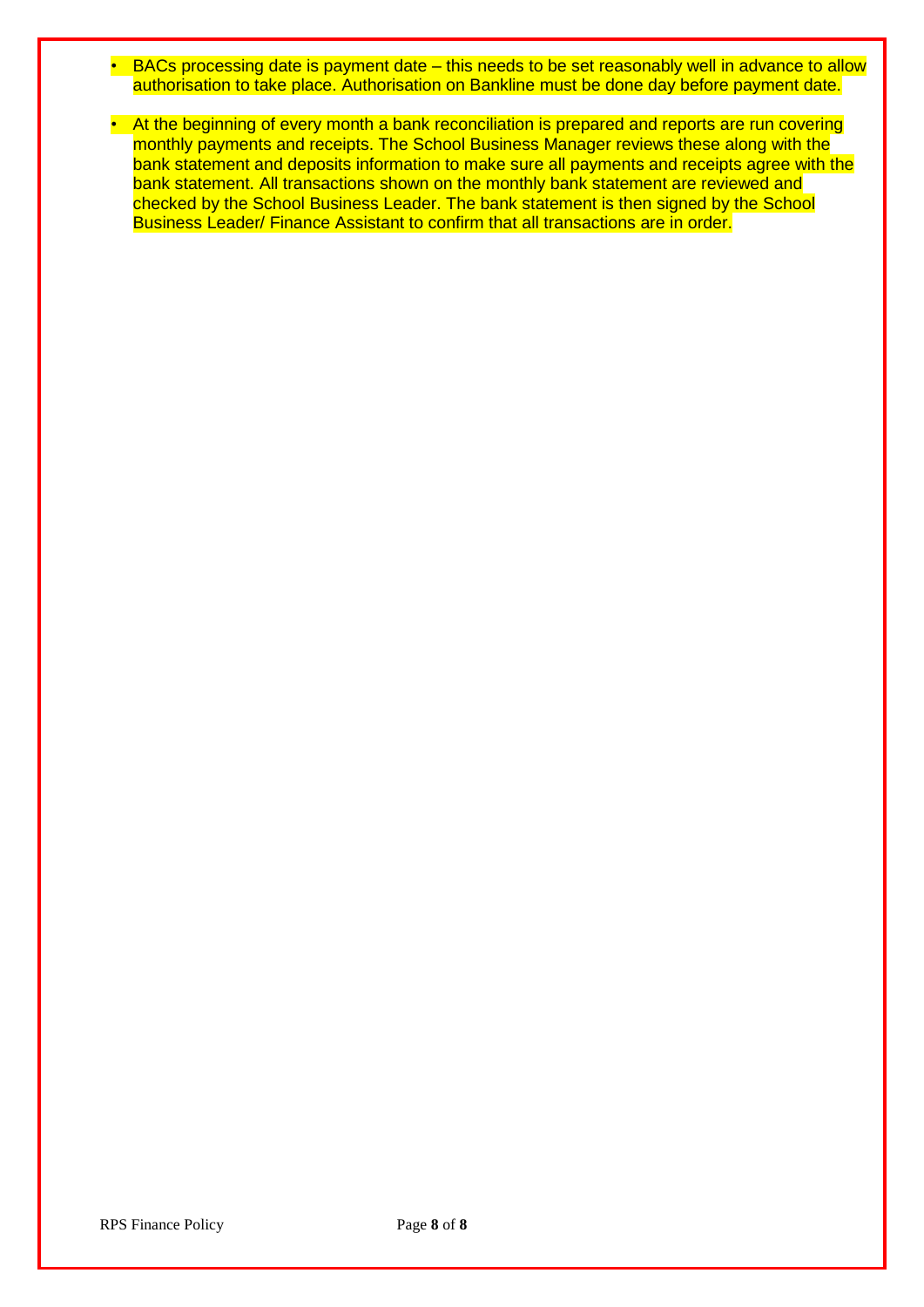- BACs processing date is payment date – this needs to be set reasonably well in advance to allow authorisation to take place. Authorisation on Bankline must be done day before payment date.
- At the beginning of every month a bank reconciliation is prepared and reports are run covering monthly payments and receipts. The School Business Manager reviews these along with the bank statement and deposits information to make sure all payments and receipts agree with the bank statement. All transactions shown on the monthly bank statement are reviewed and checked by the School Business Leader. The bank statement is then signed by the School Business Leader/ Finance Assistant to confirm that all transactions are in order.